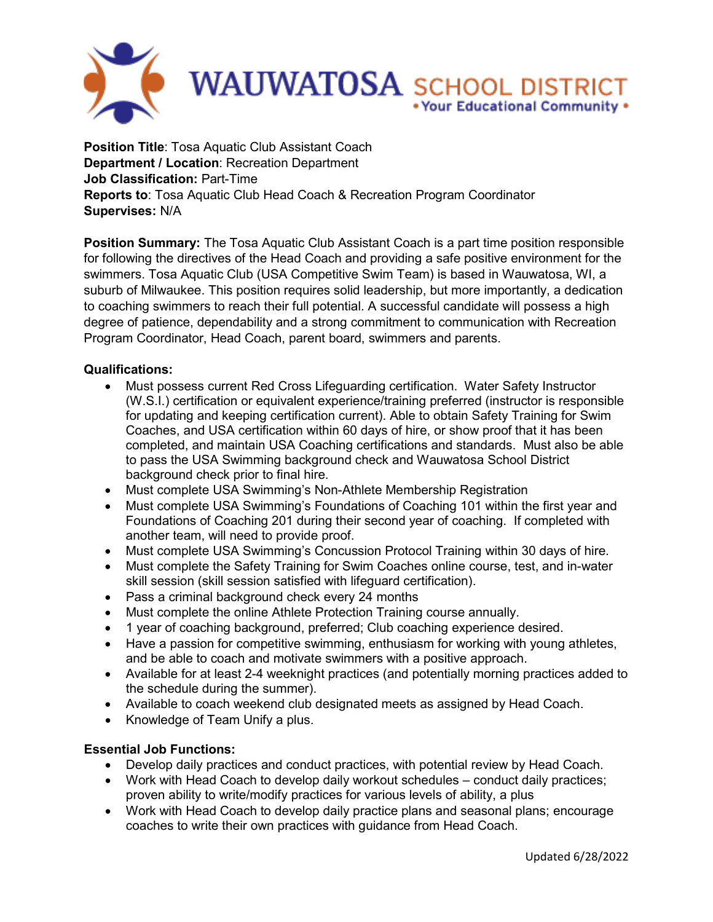WAUWATOSA SCHOOL DISTRICT • Your Educational Community •

**Position Title**: Tosa Aquatic Club Assistant Coach
**Department / Location**: Recreation Department
**Job Classification:** Part-Time
**Reports to**: Tosa Aquatic Club Head Coach & Recreation Program Coordinator
**Supervises:** N/A

**Position Summary:** The Tosa Aquatic Club Assistant Coach is a part time position responsible for following the directives of the Head Coach and providing a safe positive environment for the swimmers. Tosa Aquatic Club (USA Competitive Swim Team) is based in Wauwatosa, WI, a suburb of Milwaukee. This position requires solid leadership, but more importantly, a dedication to coaching swimmers to reach their full potential. A successful candidate will possess a high degree of patience, dependability and a strong commitment to communication with Recreation Program Coordinator, Head Coach, parent board, swimmers and parents.

**Qualifications:**

- Must possess current Red Cross Lifeguarding certification. Water Safety Instructor (W.S.I.) certification or equivalent experience/training preferred (instructor is responsible for updating and keeping certification current). Able to obtain Safety Training for Swim Coaches, and USA certification within 60 days of hire, or show proof that it has been completed, and maintain USA Coaching certifications and standards. Must also be able to pass the USA Swimming background check and Wauwatosa School District background check prior to final hire.
- Must complete USA Swimming's Non-Athlete Membership Registration
- Must complete USA Swimming's Foundations of Coaching 101 within the first year and Foundations of Coaching 201 during their second year of coaching. If completed with another team, will need to provide proof.
- Must complete USA Swimming's Concussion Protocol Training within 30 days of hire.
- Must complete the Safety Training for Swim Coaches online course, test, and in-water skill session (skill session satisfied with lifeguard certification).
- Pass a criminal background check every 24 months
- Must complete the online Athlete Protection Training course annually.
- 1 year of coaching background, preferred; Club coaching experience desired.
- Have a passion for competitive swimming, enthusiasm for working with young athletes, and be able to coach and motivate swimmers with a positive approach.
- Available for at least 2-4 weeknight practices (and potentially morning practices added to the schedule during the summer).
- Available to coach weekend club designated meets as assigned by Head Coach.
- Knowledge of Team Unify a plus.

**Essential Job Functions:**

- Develop daily practices and conduct practices, with potential review by Head Coach.
- Work with Head Coach to develop daily workout schedules – conduct daily practices; proven ability to write/modify practices for various levels of ability, a plus
- Work with Head Coach to develop daily practice plans and seasonal plans; encourage coaches to write their own practices with guidance from Head Coach.

Updated 6/28/2022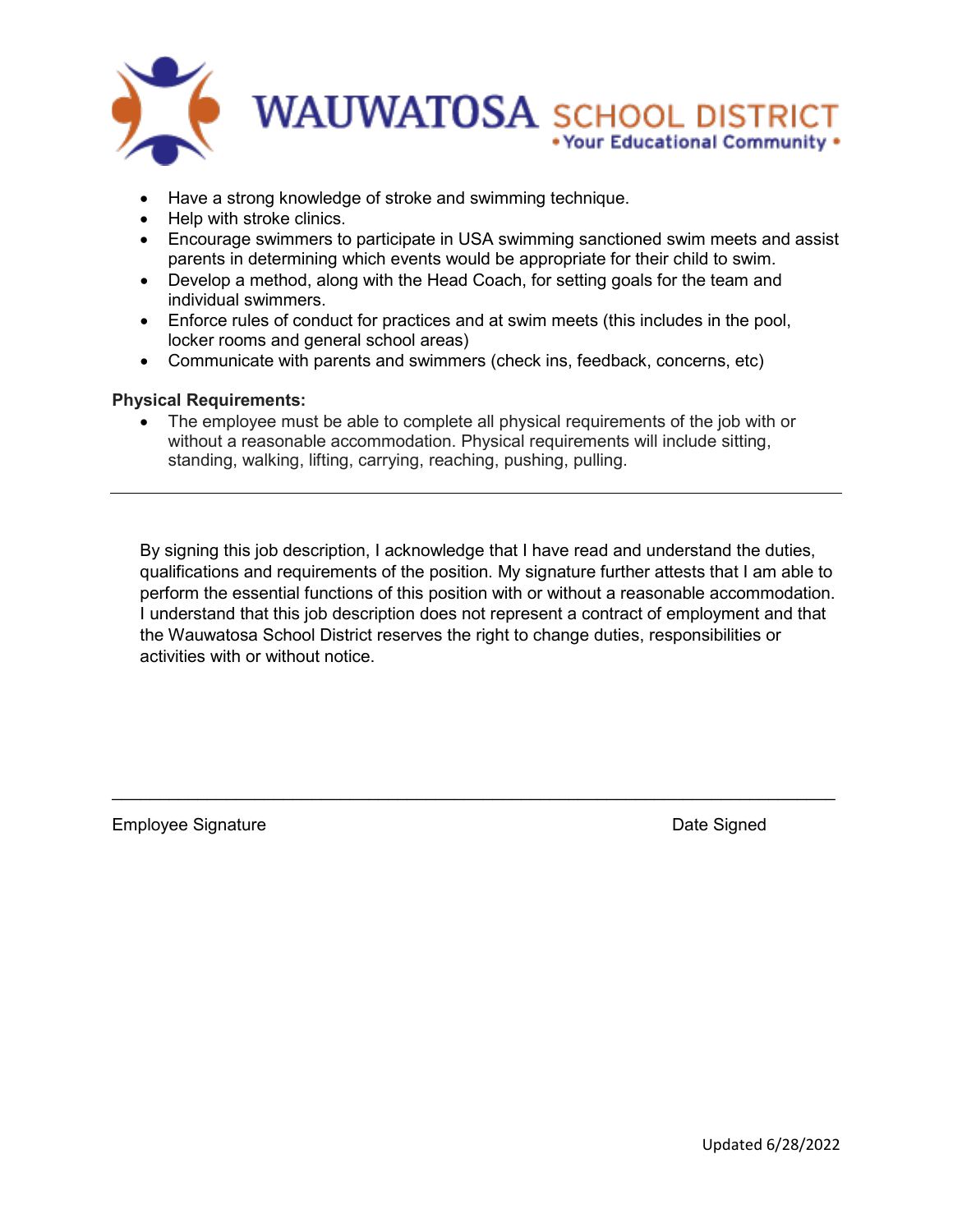- Have a strong knowledge of stroke and swimming technique.
- Help with stroke clinics.
- Encourage swimmers to participate in USA swimming sanctioned swim meets and assist parents in determining which events would be appropriate for their child to swim.
- Develop a method, along with the Head Coach, for setting goals for the team and individual swimmers.
- Enforce rules of conduct for practices and at swim meets (this includes in the pool, locker rooms and general school areas)
- Communicate with parents and swimmers (check ins, feedback, concerns, etc)

**Physical Requirements:**

- The employee must be able to complete all physical requirements of the job with or without a reasonable accommodation. Physical requirements will include sitting, standing, walking, lifting, carrying, reaching, pushing, pulling.

---

By signing this job description, I acknowledge that I have read and understand the duties, qualifications and requirements of the position. My signature further attests that I am able to perform the essential functions of this position with or without a reasonable accommodation. I understand that this job description does not represent a contract of employment and that the Wauwatosa School District reserves the right to change duties, responsibilities or activities with or without notice.

\_\_\_\_\_\_\_\_\_\_\_\_\_\_\_\_\_\_\_\_\_\_\_\_\_\_\_\_\_\_\_\_\_\_\_\_\_\_\_\_\_\_\_\_\_\_\_\_\_\_\_\_\_\_\_\_\_\_\_\_\_\_\_\_\_\_\_\_\_\_

Employee Signature Date Signed

Updated 6/28/2022